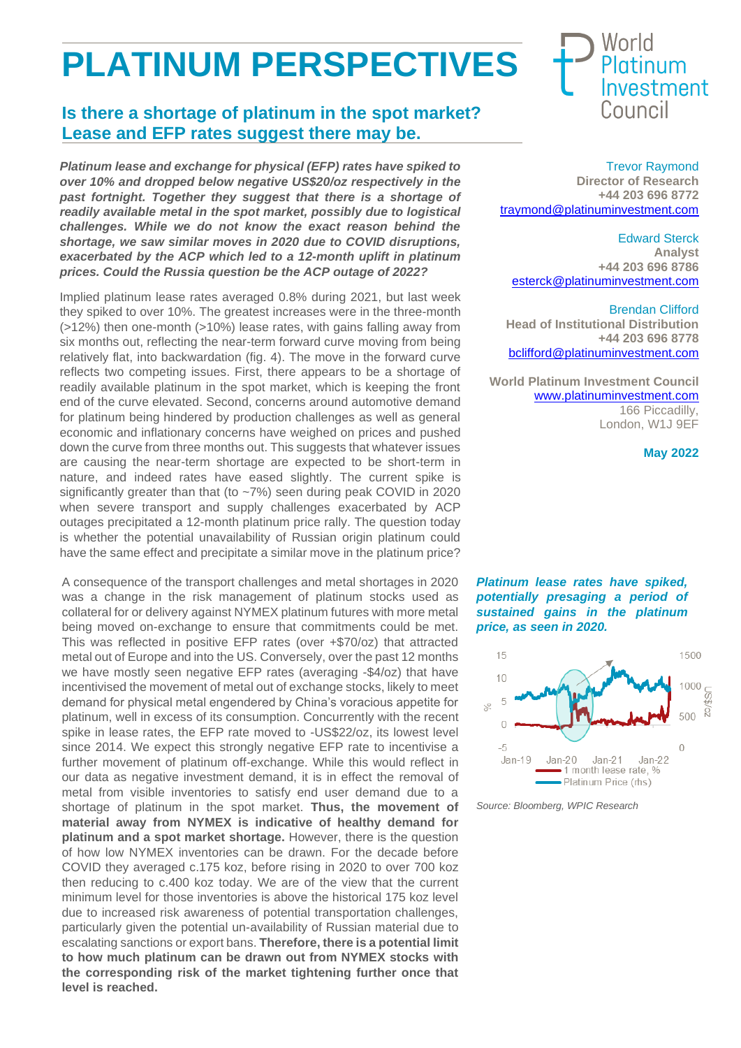# PLATINUM PERSPECTIVES

## Is there a shortage of platinum in the spot market? Lease and EFP rates suggest there may be.

***Platinum lease and exchange for physical (EFP) rates have spiked to over 10% and dropped below negative US$20/oz respectively in the past fortnight. Together they suggest that there is a shortage of readily available metal in the spot market, possibly due to logistical challenges. While we do not know the exact reason behind the shortage, we saw similar moves in 2020 due to COVID disruptions, exacerbated by the ACP which led to a 12-month uplift in platinum prices. Could the Russia question be the ACP outage of 2022?***

Implied platinum lease rates averaged 0.8% during 2021, but last week they spiked to over 10%. The greatest increases were in the three-month (>12%) then one-month (>10%) lease rates, with gains falling away from six months out, reflecting the near-term forward curve moving from being relatively flat, into backwardation (fig. 4). The move in the forward curve reflects two competing issues. First, there appears to be a shortage of readily available platinum in the spot market, which is keeping the front end of the curve elevated. Second, concerns around automotive demand for platinum being hindered by production challenges as well as general economic and inflationary concerns have weighed on prices and pushed down the curve from three months out. This suggests that whatever issues are causing the near-term shortage are expected to be short-term in nature, and indeed rates have eased slightly. The current spike is significantly greater than that (to ~7%) seen during peak COVID in 2020 when severe transport and supply challenges exacerbated by ACP outages precipitated a 12-month platinum price rally. The question today is whether the potential unavailability of Russian origin platinum could have the same effect and precipitate a similar move in the platinum price?

A consequence of the transport challenges and metal shortages in 2020 was a change in the risk management of platinum stocks used as collateral for or delivery against NYMEX platinum futures with more metal being moved on-exchange to ensure that commitments could be met. This was reflected in positive EFP rates (over +$70/oz) that attracted metal out of Europe and into the US. Conversely, over the past 12 months we have mostly seen negative EFP rates (averaging -$4/oz) that have incentivised the movement of metal out of exchange stocks, likely to meet demand for physical metal engendered by China's voracious appetite for platinum, well in excess of its consumption. Concurrently with the recent spike in lease rates, the EFP rate moved to -US$22/oz, its lowest level since 2014. We expect this strongly negative EFP rate to incentivise a further movement of platinum off-exchange. While this would reflect in our data as negative investment demand, it is in effect the removal of metal from visible inventories to satisfy end user demand due to a shortage of platinum in the spot market. **Thus, the movement of material away from NYMEX is indicative of healthy demand for platinum and a spot market shortage.** However, there is the question of how low NYMEX inventories can be drawn. For the decade before COVID they averaged c.175 koz, before rising in 2020 to over 700 koz then reducing to c.400 koz today. We are of the view that the current minimum level for those inventories is above the historical 175 koz level due to increased risk awareness of potential transportation challenges, particularly given the potential un-availability of Russian material due to escalating sanctions or export bans. **Therefore, there is a potential limit to how much platinum can be drawn out from NYMEX stocks with the corresponding risk of the market tightening further once that level is reached.**

Trevor Raymond
**Director of Research**
**+44 203 696 8772**
traymond@platinuminvestment.com

Edward Sterck
**Analyst**
**+44 203 696 8786**
esterck@platinuminvestment.com

Brendan Clifford
**Head of Institutional Distribution**
**+44 203 696 8778**
bclifford@platinuminvestment.com

**World Platinum Investment Council**
www.platinuminvestment.com
166 Piccadilly,
London, W1J 9EF

**May 2022**

***Platinum lease rates have spiked, potentially presaging a period of sustained gains in the platinum price, as seen in 2020.***

*Source: Bloomberg, WPIC Research*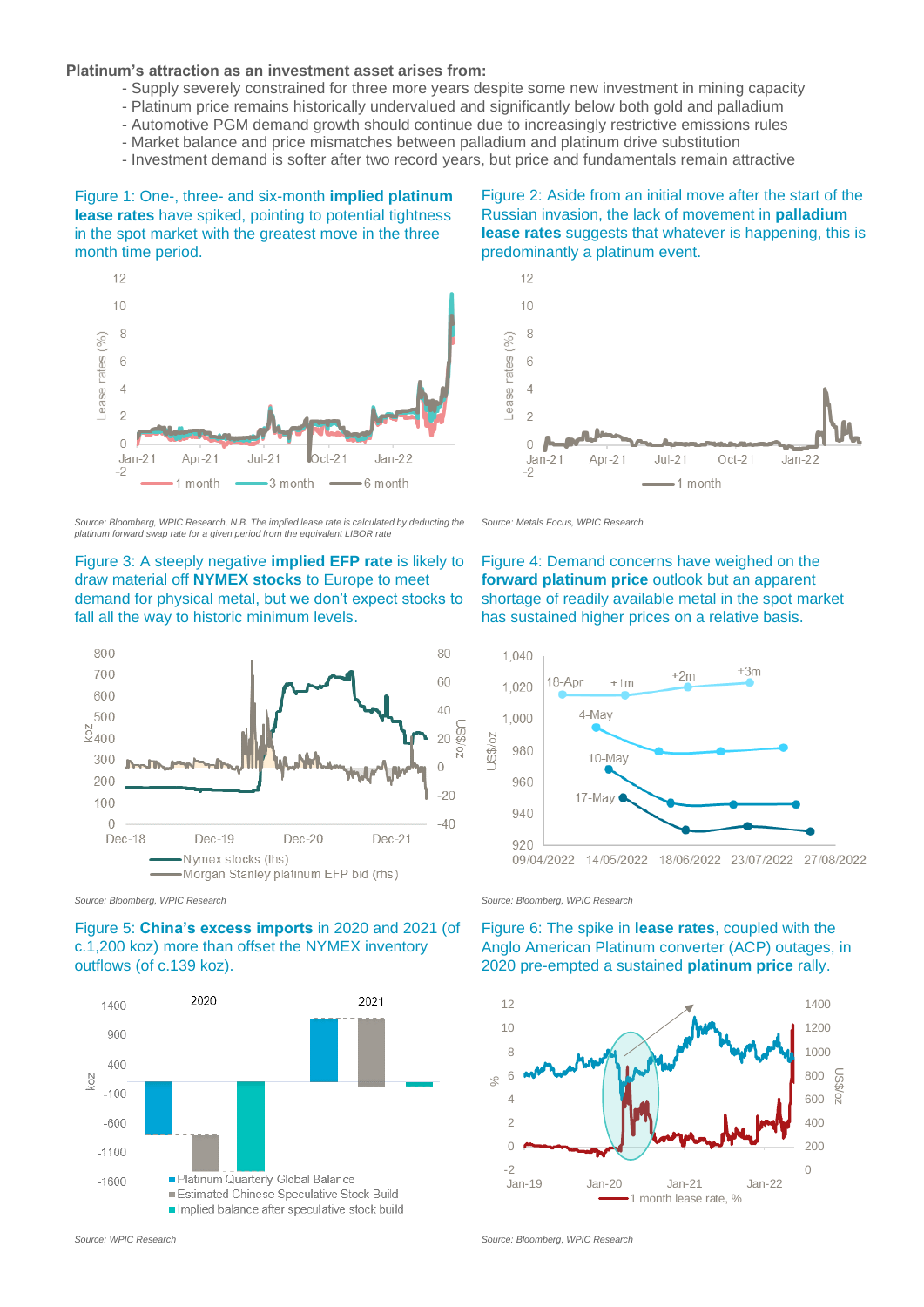**Platinum's attraction as an investment asset arises from:**

- Supply severely constrained for three more years despite some new investment in mining capacity
- Platinum price remains historically undervalued and significantly below both gold and palladium
- Automotive PGM demand growth should continue due to increasingly restrictive emissions rules
- Market balance and price mismatches between palladium and platinum drive substitution
- Investment demand is softer after two record years, but price and fundamentals remain attractive

Figure 1: One-, three- and six-month **implied platinum lease rates** have spiked, pointing to potential tightness in the spot market with the greatest move in the three month time period.

*Source: Bloomberg, WPIC Research, N.B. The implied lease rate is calculated by deducting the platinum forward swap rate for a given period from the equivalent LIBOR rate*

Figure 2: Aside from an initial move after the start of the Russian invasion, the lack of movement in **palladium lease rates** suggests that whatever is happening, this is predominantly a platinum event.

*Source: Metals Focus, WPIC Research*

Figure 3: A steeply negative **implied EFP rate** is likely to draw material off **NYMEX stocks** to Europe to meet demand for physical metal, but we don't expect stocks to fall all the way to historic minimum levels.

*Source: Bloomberg, WPIC Research*

Figure 4: Demand concerns have weighed on the **forward platinum price** outlook but an apparent shortage of readily available metal in the spot market has sustained higher prices on a relative basis.

*Source: Bloomberg, WPIC Research*

Figure 5: **China's excess imports** in 2020 and 2021 (of c.1,200 koz) more than offset the NYMEX inventory outflows (of c.139 koz).

*Source: WPIC Research*

Figure 6: The spike in **lease rates**, coupled with the Anglo American Platinum converter (ACP) outages, in 2020 pre-empted a sustained **platinum price** rally.

*Source: Bloomberg, WPIC Research*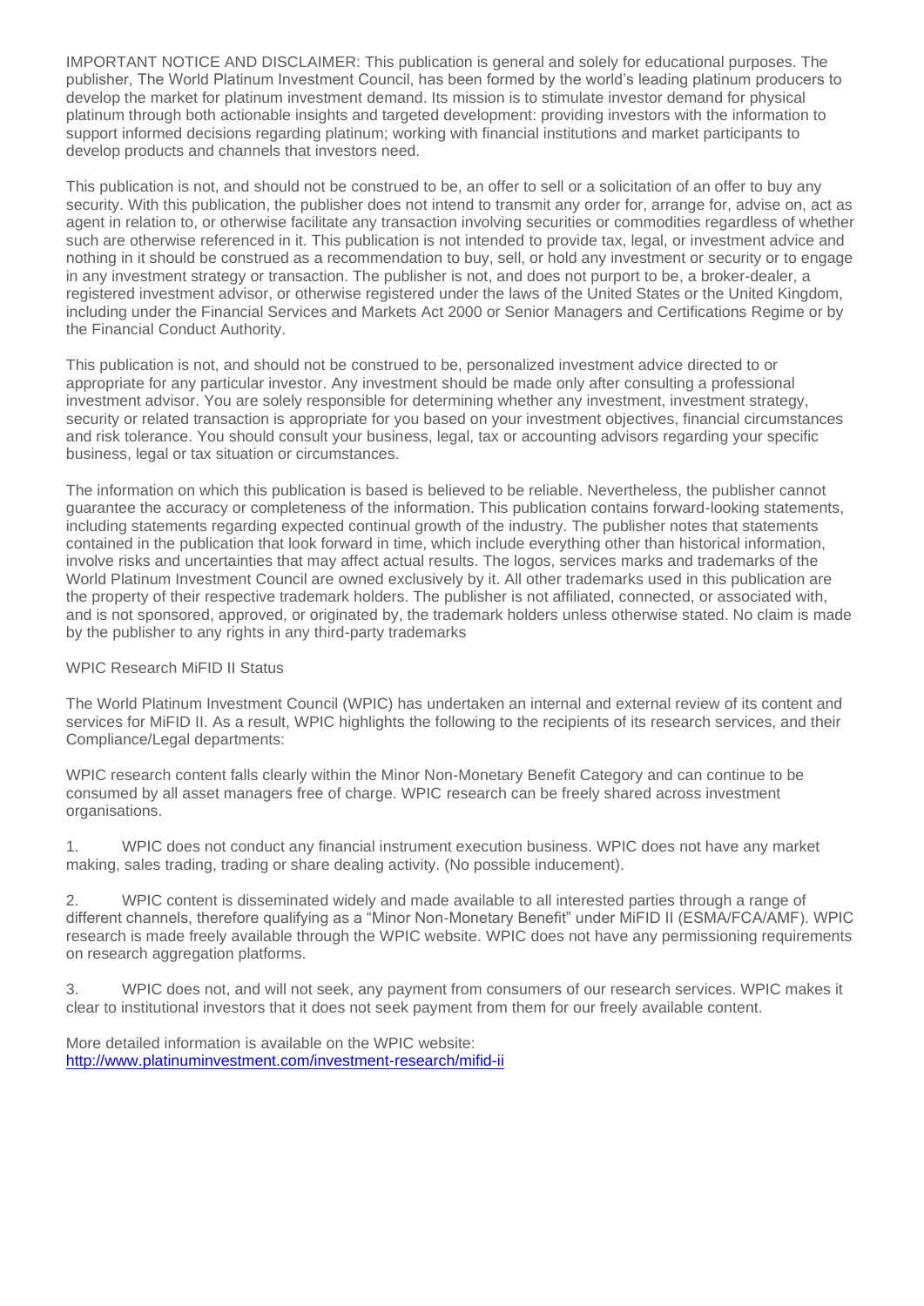IMPORTANT NOTICE AND DISCLAIMER: This publication is general and solely for educational purposes. The publisher, The World Platinum Investment Council, has been formed by the world's leading platinum producers to develop the market for platinum investment demand. Its mission is to stimulate investor demand for physical platinum through both actionable insights and targeted development: providing investors with the information to support informed decisions regarding platinum; working with financial institutions and market participants to develop products and channels that investors need.

This publication is not, and should not be construed to be, an offer to sell or a solicitation of an offer to buy any security. With this publication, the publisher does not intend to transmit any order for, arrange for, advise on, act as agent in relation to, or otherwise facilitate any transaction involving securities or commodities regardless of whether such are otherwise referenced in it. This publication is not intended to provide tax, legal, or investment advice and nothing in it should be construed as a recommendation to buy, sell, or hold any investment or security or to engage in any investment strategy or transaction. The publisher is not, and does not purport to be, a broker-dealer, a registered investment advisor, or otherwise registered under the laws of the United States or the United Kingdom, including under the Financial Services and Markets Act 2000 or Senior Managers and Certifications Regime or by the Financial Conduct Authority.

This publication is not, and should not be construed to be, personalized investment advice directed to or appropriate for any particular investor. Any investment should be made only after consulting a professional investment advisor. You are solely responsible for determining whether any investment, investment strategy, security or related transaction is appropriate for you based on your investment objectives, financial circumstances and risk tolerance. You should consult your business, legal, tax or accounting advisors regarding your specific business, legal or tax situation or circumstances.

The information on which this publication is based is believed to be reliable. Nevertheless, the publisher cannot guarantee the accuracy or completeness of the information. This publication contains forward-looking statements, including statements regarding expected continual growth of the industry. The publisher notes that statements contained in the publication that look forward in time, which include everything other than historical information, involve risks and uncertainties that may affect actual results. The logos, services marks and trademarks of the World Platinum Investment Council are owned exclusively by it. All other trademarks used in this publication are the property of their respective trademark holders. The publisher is not affiliated, connected, or associated with, and is not sponsored, approved, or originated by, the trademark holders unless otherwise stated. No claim is made by the publisher to any rights in any third-party trademarks

WPIC Research MiFID II Status

The World Platinum Investment Council (WPIC) has undertaken an internal and external review of its content and services for MiFID II. As a result, WPIC highlights the following to the recipients of its research services, and their Compliance/Legal departments:

WPIC research content falls clearly within the Minor Non-Monetary Benefit Category and can continue to be consumed by all asset managers free of charge. WPIC research can be freely shared across investment organisations.

1. WPIC does not conduct any financial instrument execution business. WPIC does not have any market making, sales trading, trading or share dealing activity. (No possible inducement).

2. WPIC content is disseminated widely and made available to all interested parties through a range of different channels, therefore qualifying as a "Minor Non-Monetary Benefit" under MiFID II (ESMA/FCA/AMF). WPIC research is made freely available through the WPIC website. WPIC does not have any permissioning requirements on research aggregation platforms.

3. WPIC does not, and will not seek, any payment from consumers of our research services. WPIC makes it clear to institutional investors that it does not seek payment from them for our freely available content.

More detailed information is available on the WPIC website:
http://www.platinuminvestment.com/investment-research/mifid-ii